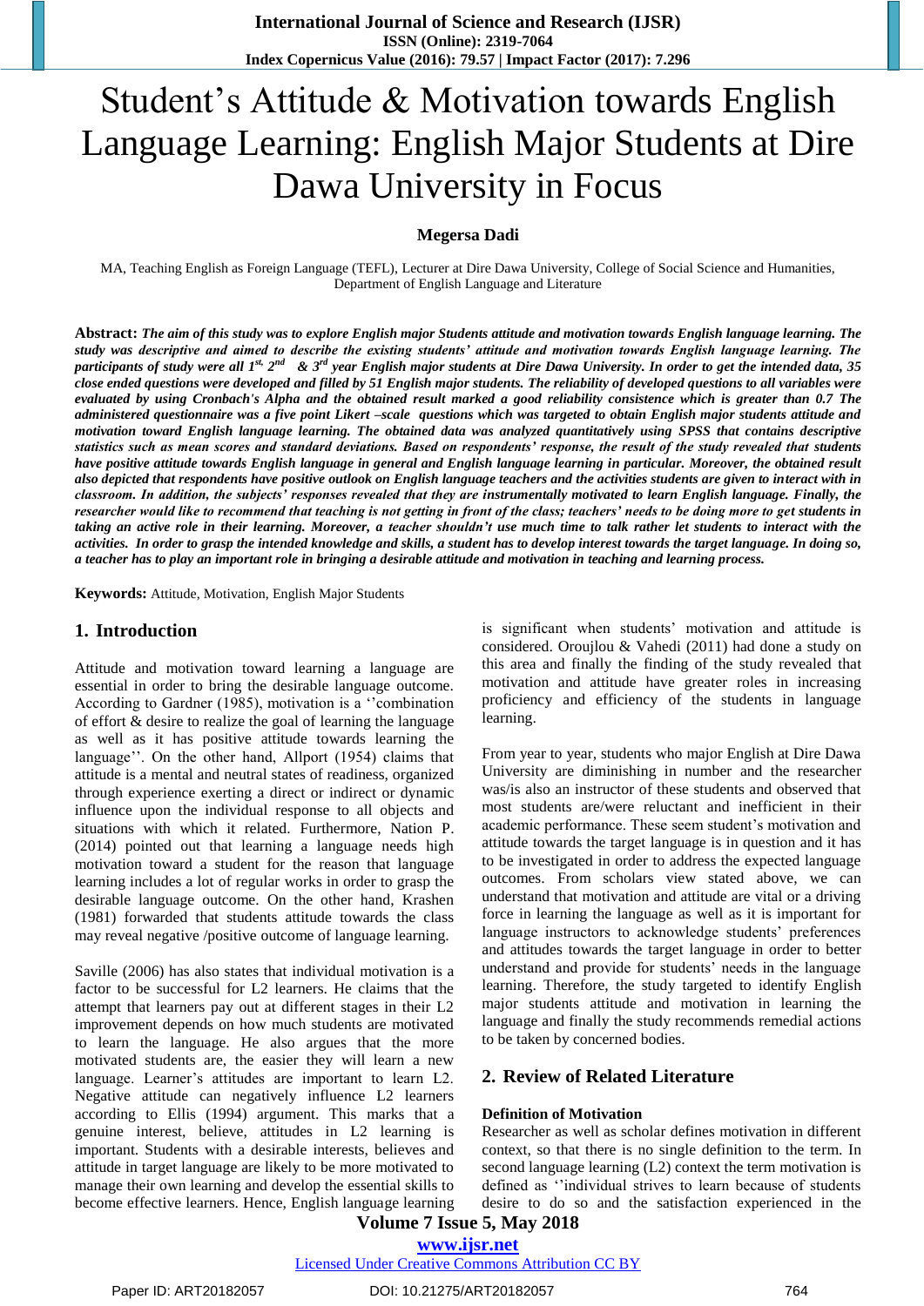# Student's Attitude & Motivation towards English Language Learning: English Major Students at Dire Dawa University in Focus

**Megersa Dadi**

MA, Teaching English as Foreign Language (TEFL), Lecturer at Dire Dawa University, College of Social Science and Humanities, Department of English Language and Literature

**Abstract:** ***The aim of this study was to explore English major Students attitude and motivation towards English language learning. The study was descriptive and aimed to describe the existing students' attitude and motivation towards English language learning. The participants of study were all 1st, 2nd & 3rd year English major students at Dire Dawa University. In order to get the intended data, 35 close ended questions were developed and filled by 51 English major students. The reliability of developed questions to all variables were evaluated by using Cronbach's Alpha and the obtained result marked a good reliability consistence which is greater than 0.7 The administered questionnaire was a five point Likert –scale questions which was targeted to obtain English major students attitude and motivation toward English language learning. The obtained data was analyzed quantitatively using SPSS that contains descriptive statistics such as mean scores and standard deviations. Based on respondents' response, the result of the study revealed that students have positive attitude towards English language in general and English language learning in particular. Moreover, the obtained result also depicted that respondents have positive outlook on English language teachers and the activities students are given to interact with in classroom. In addition, the subjects' responses revealed that they are instrumentally motivated to learn English language. Finally, the researcher would like to recommend that teaching is not getting in front of the class; teachers' needs to be doing more to get students in taking an active role in their learning. Moreover, a teacher shouldn't use much time to talk rather let students to interact with the activities. In order to grasp the intended knowledge and skills, a student has to develop interest towards the target language. In doing so, a teacher has to play an important role in bringing a desirable attitude and motivation in teaching and learning process.***

**Keywords:** Attitude, Motivation, English Major Students

## 1. Introduction

Attitude and motivation toward learning a language are essential in order to bring the desirable language outcome. According to Gardner (1985), motivation is a ''combination of effort & desire to realize the goal of learning the language as well as it has positive attitude towards learning the language''. On the other hand, Allport (1954) claims that attitude is a mental and neutral states of readiness, organized through experience exerting a direct or indirect or dynamic influence upon the individual response to all objects and situations with which it related. Furthermore, Nation P. (2014) pointed out that learning a language needs high motivation toward a student for the reason that language learning includes a lot of regular works in order to grasp the desirable language outcome. On the other hand, Krashen (1981) forwarded that students attitude towards the class may reveal negative /positive outcome of language learning.

Saville (2006) has also states that individual motivation is a factor to be successful for L2 learners. He claims that the attempt that learners pay out at different stages in their L2 improvement depends on how much students are motivated to learn the language. He also argues that the more motivated students are, the easier they will learn a new language. Learner's attitudes are important to learn L2. Negative attitude can negatively influence L2 learners according to Ellis (1994) argument. This marks that a genuine interest, believe, attitudes in L2 learning is important. Students with a desirable interests, believes and attitude in target language are likely to be more motivated to manage their own learning and develop the essential skills to become effective learners. Hence, English language learning is significant when students' motivation and attitude is considered. Oroujlou & Vahedi (2011) had done a study on this area and finally the finding of the study revealed that motivation and attitude have greater roles in increasing proficiency and efficiency of the students in language learning.

From year to year, students who major English at Dire Dawa University are diminishing in number and the researcher was/is also an instructor of these students and observed that most students are/were reluctant and inefficient in their academic performance. These seem student's motivation and attitude towards the target language is in question and it has to be investigated in order to address the expected language outcomes. From scholars view stated above, we can understand that motivation and attitude are vital or a driving force in learning the language as well as it is important for language instructors to acknowledge students' preferences and attitudes towards the target language in order to better understand and provide for students' needs in the language learning. Therefore, the study targeted to identify English major students attitude and motivation in learning the language and finally the study recommends remedial actions to be taken by concerned bodies.

## 2. Review of Related Literature

**Definition of Motivation**

Researcher as well as scholar defines motivation in different context, so that there is no single definition to the term. In second language learning (L2) context the term motivation is defined as ''individual strives to learn because of students desire to do so and the satisfaction experienced in the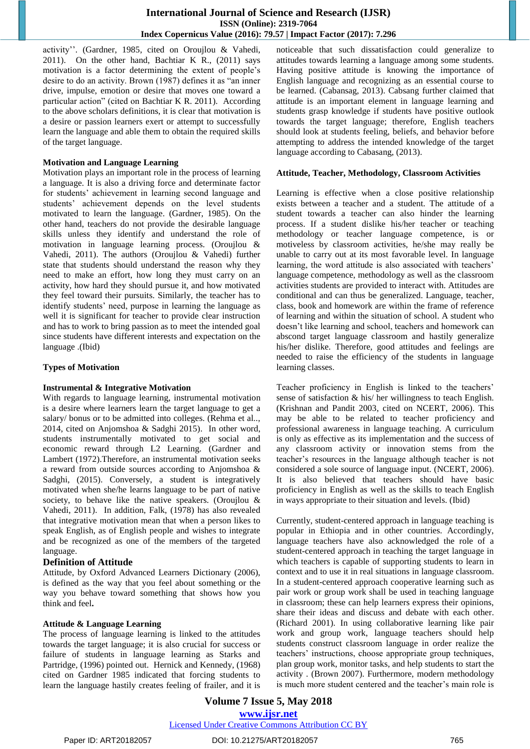activity''. (Gardner, 1985, cited on Oroujlou & Vahedi, 2011). On the other hand, Bachtiar K R., (2011) says motivation is a factor determining the extent of people's desire to do an activity. Brown (1987) defines it as "an inner drive, impulse, emotion or desire that moves one toward a particular action" (cited on Bachtiar K R. 2011). According to the above scholars definitions, it is clear that motivation is a desire or passion learners exert or attempt to successfully learn the language and able them to obtain the required skills of the target language.

**Motivation and Language Learning**

Motivation plays an important role in the process of learning a language. It is also a driving force and determinate factor for students' achievement in learning second language and students' achievement depends on the level students motivated to learn the language. (Gardner, 1985). On the other hand, teachers do not provide the desirable language skills unless they identify and understand the role of motivation in language learning process. (Oroujlou & Vahedi, 2011). The authors (Oroujlou & Vahedi) further state that students should understand the reason why they need to make an effort, how long they must carry on an activity, how hard they should pursue it, and how motivated they feel toward their pursuits. Similarly, the teacher has to identify students' need, purpose in learning the language as well it is significant for teacher to provide clear instruction and has to work to bring passion as to meet the intended goal since students have different interests and expectation on the language .(Ibid)

**Types of Motivation**

**Instrumental & Integrative Motivation**

With regards to language learning, instrumental motivation is a desire where learners learn the target language to get a salary/ bonus or to be admitted into colleges. (Rehma et al.., 2014, cited on Anjomshoa & Sadghi 2015). In other word, students instrumentally motivated to get social and economic reward through L2 Learning. (Gardner and Lambert (1972).Therefore, an instrumental motivation seeks a reward from outside sources according to Anjomshoa & Sadghi, (2015). Conversely, a student is integratively motivated when she/he learns language to be part of native society, to behave like the native speakers. (Oroujlou & Vahedi, 2011). In addition, Falk, (1978) has also revealed that integrative motivation mean that when a person likes to speak English, as of English people and wishes to integrate and be recognized as one of the members of the targeted language.

## Definition of Attitude

Attitude, by Oxford Advanced Learners Dictionary (2006), is defined as the way that you feel about something or the way you behave toward something that shows how you think and feel**.**

**Attitude & Language Learning**

The process of language learning is linked to the attitudes towards the target language; it is also crucial for success or failure of students in language learning as Starks and Partridge, (1996) pointed out. Hernick and Kennedy, (1968) cited on Gardner 1985 indicated that forcing students to learn the language hastily creates feeling of frailer, and it is noticeable that such dissatisfaction could generalize to attitudes towards learning a language among some students. Having positive attitude is knowing the importance of English language and recognizing as an essential course to be learned. (Cabansag, 2013). Cabsang further claimed that attitude is an important element in language learning and students grasp knowledge if students have positive outlook towards the target language; therefore, English teachers should look at students feeling, beliefs, and behavior before attempting to address the intended knowledge of the target language according to Cabasang, (2013).

**Attitude, Teacher, Methodology, Classroom Activities**

Learning is effective when a close positive relationship exists between a teacher and a student. The attitude of a student towards a teacher can also hinder the learning process. If a student dislike his/her teacher or teaching methodology or teacher language competence, is or motiveless by classroom activities, he/she may really be unable to carry out at its most favorable level. In language learning, the word attitude is also associated with teachers' language competence, methodology as well as the classroom activities students are provided to interact with. Attitudes are conditional and can thus be generalized. Language, teacher, class, book and homework are within the frame of reference of learning and within the situation of school. A student who doesn't like learning and school, teachers and homework can abscond target language classroom and hastily generalize his/her dislike. Therefore, good attitudes and feelings are needed to raise the efficiency of the students in language learning classes.

Teacher proficiency in English is linked to the teachers' sense of satisfaction & his/ her willingness to teach English. (Krishnan and Pandit 2003, cited on NCERT, 2006). This may be able to be related to teacher proficiency and professional awareness in language teaching. A curriculum is only as effective as its implementation and the success of any classroom activity or innovation stems from the teacher's resources in the language although teacher is not considered a sole source of language input. (NCERT, 2006). It is also believed that teachers should have basic proficiency in English as well as the skills to teach English in ways appropriate to their situation and levels. (Ibid)

Currently, student-centered approach in language teaching is popular in Ethiopia and in other countries. Accordingly, language teachers have also acknowledged the role of a student-centered approach in teaching the target language in which teachers is capable of supporting students to learn in context and to use it in real situations in language classroom. In a student-centered approach cooperative learning such as pair work or group work shall be used in teaching language in classroom; these can help learners express their opinions, share their ideas and discuss and debate with each other. (Richard 2001). In using collaborative learning like pair work and group work, language teachers should help students construct classroom language in order realize the teachers' instructions, choose appropriate group techniques, plan group work, monitor tasks, and help students to start the activity . (Brown 2007). Furthermore, modern methodology is much more student centered and the teacher's main role is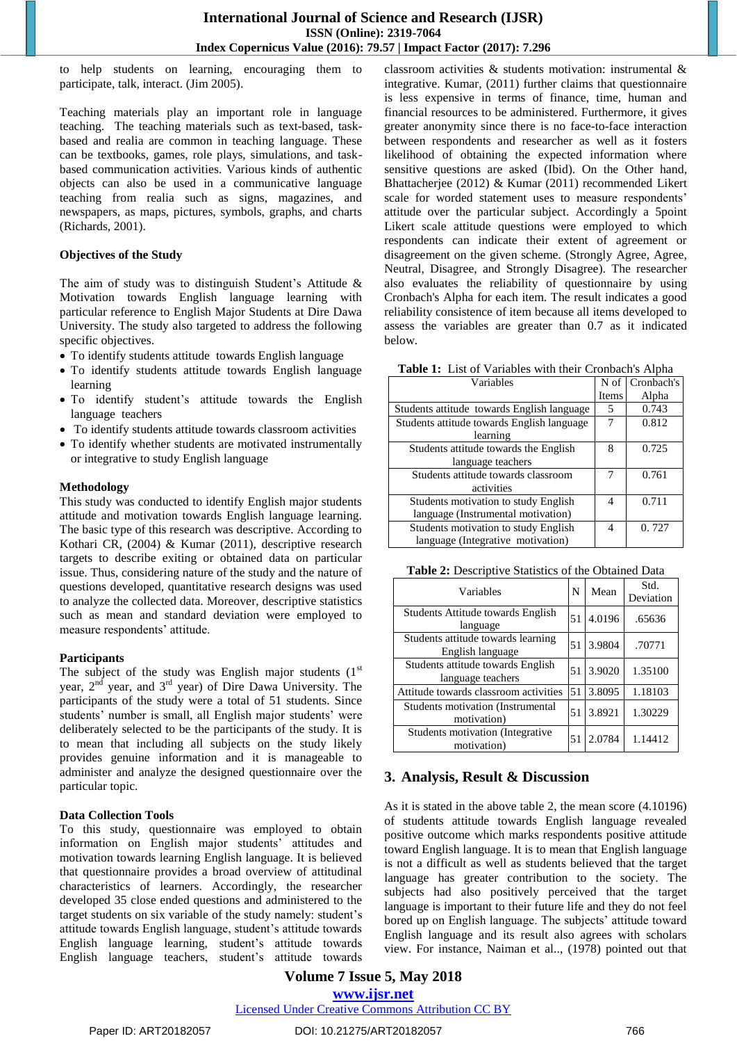to help students on learning, encouraging them to participate, talk, interact. (Jim 2005).

Teaching materials play an important role in language teaching. The teaching materials such as text-based, task-based and realia are common in teaching language. These can be textbooks, games, role plays, simulations, and task-based communication activities. Various kinds of authentic objects can also be used in a communicative language teaching from realia such as signs, magazines, and newspapers, as maps, pictures, symbols, graphs, and charts (Richards, 2001).

### Objectives of the Study

The aim of study was to distinguish Student's Attitude & Motivation towards English language learning with particular reference to English Major Students at Dire Dawa University. The study also targeted to address the following specific objectives.

- To identify students attitude towards English language
- To identify students attitude towards English language learning
- To identify student's attitude towards the English language teachers
- To identify students attitude towards classroom activities
- To identify whether students are motivated instrumentally or integrative to study English language

### Methodology

This study was conducted to identify English major students attitude and motivation towards English language learning. The basic type of this research was descriptive. According to Kothari CR, (2004) & Kumar (2011), descriptive research targets to describe exiting or obtained data on particular issue. Thus, considering nature of the study and the nature of questions developed, quantitative research designs was used to analyze the collected data. Moreover, descriptive statistics such as mean and standard deviation were employed to measure respondents' attitude.

### Participants

The subject of the study was English major students (1st year, 2nd year, and 3rd year) of Dire Dawa University. The participants of the study were a total of 51 students. Since students' number is small, all English major students' were deliberately selected to be the participants of the study. It is to mean that including all subjects on the study likely provides genuine information and it is manageable to administer and analyze the designed questionnaire over the particular topic.

### Data Collection Tools

To this study, questionnaire was employed to obtain information on English major students' attitudes and motivation towards learning English language. It is believed that questionnaire provides a broad overview of attitudinal characteristics of learners. Accordingly, the researcher developed 35 close ended questions and administered to the target students on six variable of the study namely: student's attitude towards English language, student's attitude towards English language learning, student's attitude towards English language teachers, student's attitude towards classroom activities & students motivation: instrumental & integrative. Kumar, (2011) further claims that questionnaire is less expensive in terms of finance, time, human and financial resources to be administered. Furthermore, it gives greater anonymity since there is no face-to-face interaction between respondents and researcher as well as it fosters likelihood of obtaining the expected information where sensitive questions are asked (Ibid). On the Other hand, Bhattacherjee (2012) & Kumar (2011) recommended Likert scale for worded statement uses to measure respondents' attitude over the particular subject. Accordingly a 5point Likert scale attitude questions were employed to which respondents can indicate their extent of agreement or disagreement on the given scheme. (Strongly Agree, Agree, Neutral, Disagree, and Strongly Disagree). The researcher also evaluates the reliability of questionnaire by using Cronbach's Alpha for each item. The result indicates a good reliability consistence of item because all items developed to assess the variables are greater than 0.7 as it indicated below.

**Table 1:** List of Variables with their Cronbach's Alpha

| Variables | N of Items | Cronbach's Alpha |
|---|---|---|
| Students attitude towards English language | 5 | 0.743 |
| Students attitude towards English language learning | 7 | 0.812 |
| Students attitude towards the English language teachers | 8 | 0.725 |
| Students attitude towards classroom activities | 7 | 0.761 |
| Students motivation to study English language (Instrumental motivation) | 4 | 0.711 |
| Students motivation to study English language (Integrative motivation) | 4 | 0. 727 |

**Table 2:** Descriptive Statistics of the Obtained Data

| Variables | N | Mean | Std. Deviation |
|---|---|---|---|
| Students Attitude towards English language | 51 | 4.0196 | .65636 |
| Students attitude towards learning English language | 51 | 3.9804 | .70771 |
| Students attitude towards English language teachers | 51 | 3.9020 | 1.35100 |
| Attitude towards classroom activities | 51 | 3.8095 | 1.18103 |
| Students motivation (Instrumental motivation) | 51 | 3.8921 | 1.30229 |
| Students motivation (Integrative motivation) | 51 | 2.0784 | 1.14412 |

## 3. Analysis, Result & Discussion

As it is stated in the above table 2, the mean score (4.10196) of students attitude towards English language revealed positive outcome which marks respondents positive attitude toward English language. It is to mean that English language is not a difficult as well as students believed that the target language has greater contribution to the society. The subjects had also positively perceived that the target language is important to their future life and they do not feel bored up on English language. The subjects' attitude toward English language and its result also agrees with scholars view. For instance, Naiman et al.., (1978) pointed out that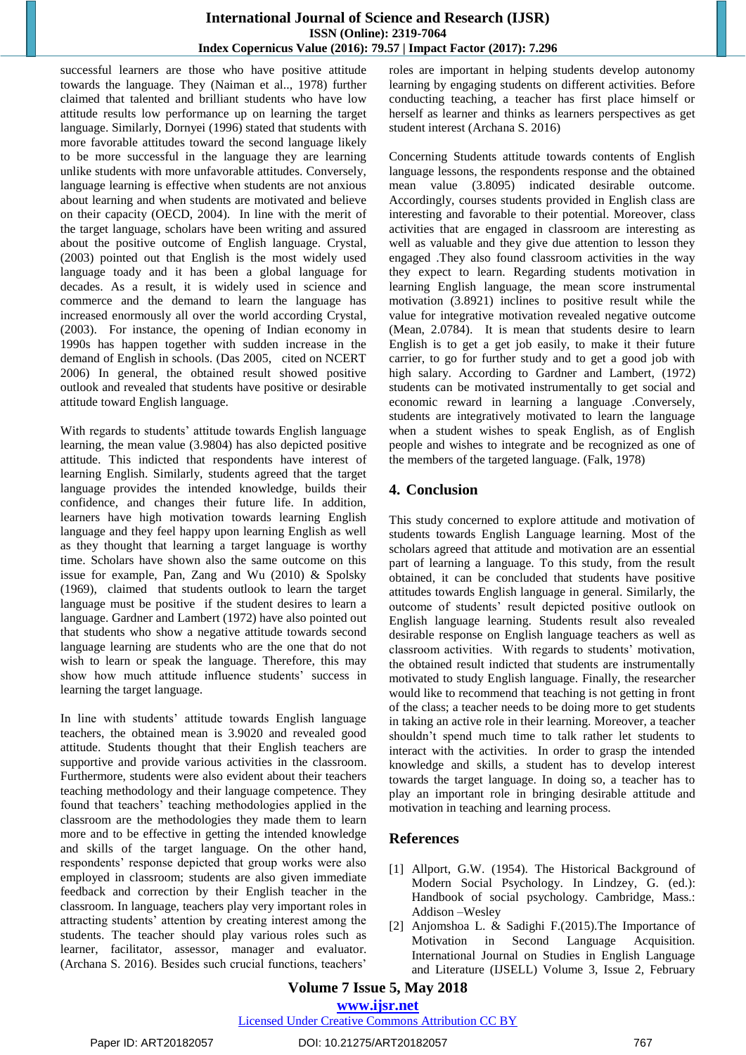successful learners are those who have positive attitude towards the language. They (Naiman et al.., 1978) further claimed that talented and brilliant students who have low attitude results low performance up on learning the target language. Similarly, Dornyei (1996) stated that students with more favorable attitudes toward the second language likely to be more successful in the language they are learning unlike students with more unfavorable attitudes. Conversely, language learning is effective when students are not anxious about learning and when students are motivated and believe on their capacity (OECD, 2004). In line with the merit of the target language, scholars have been writing and assured about the positive outcome of English language. Crystal, (2003) pointed out that English is the most widely used language toady and it has been a global language for decades. As a result, it is widely used in science and commerce and the demand to learn the language has increased enormously all over the world according Crystal, (2003). For instance, the opening of Indian economy in 1990s has happen together with sudden increase in the demand of English in schools. (Das 2005, cited on NCERT 2006) In general, the obtained result showed positive outlook and revealed that students have positive or desirable attitude toward English language.

With regards to students' attitude towards English language learning, the mean value (3.9804) has also depicted positive attitude. This indicted that respondents have interest of learning English. Similarly, students agreed that the target language provides the intended knowledge, builds their confidence, and changes their future life. In addition, learners have high motivation towards learning English language and they feel happy upon learning English as well as they thought that learning a target language is worthy time. Scholars have shown also the same outcome on this issue for example, Pan, Zang and Wu (2010) & Spolsky (1969), claimed that students outlook to learn the target language must be positive if the student desires to learn a language. Gardner and Lambert (1972) have also pointed out that students who show a negative attitude towards second language learning are students who are the one that do not wish to learn or speak the language. Therefore, this may show how much attitude influence students' success in learning the target language.

In line with students' attitude towards English language teachers, the obtained mean is 3.9020 and revealed good attitude. Students thought that their English teachers are supportive and provide various activities in the classroom. Furthermore, students were also evident about their teachers teaching methodology and their language competence. They found that teachers' teaching methodologies applied in the classroom are the methodologies they made them to learn more and to be effective in getting the intended knowledge and skills of the target language. On the other hand, respondents' response depicted that group works were also employed in classroom; students are also given immediate feedback and correction by their English teacher in the classroom. In language, teachers play very important roles in attracting students' attention by creating interest among the students. The teacher should play various roles such as learner, facilitator, assessor, manager and evaluator. (Archana S. 2016). Besides such crucial functions, teachers' roles are important in helping students develop autonomy learning by engaging students on different activities. Before conducting teaching, a teacher has first place himself or herself as learner and thinks as learners perspectives as get student interest (Archana S. 2016)

Concerning Students attitude towards contents of English language lessons, the respondents response and the obtained mean value (3.8095) indicated desirable outcome. Accordingly, courses students provided in English class are interesting and favorable to their potential. Moreover, class activities that are engaged in classroom are interesting as well as valuable and they give due attention to lesson they engaged .They also found classroom activities in the way they expect to learn. Regarding students motivation in learning English language, the mean score instrumental motivation (3.8921) inclines to positive result while the value for integrative motivation revealed negative outcome (Mean, 2.0784). It is mean that students desire to learn English is to get a get job easily, to make it their future carrier, to go for further study and to get a good job with high salary. According to Gardner and Lambert, (1972) students can be motivated instrumentally to get social and economic reward in learning a language .Conversely, students are integratively motivated to learn the language when a student wishes to speak English, as of English people and wishes to integrate and be recognized as one of the members of the targeted language. (Falk, 1978)

## 4. Conclusion

This study concerned to explore attitude and motivation of students towards English Language learning. Most of the scholars agreed that attitude and motivation are an essential part of learning a language. To this study, from the result obtained, it can be concluded that students have positive attitudes towards English language in general. Similarly, the outcome of students' result depicted positive outlook on English language learning. Students result also revealed desirable response on English language teachers as well as classroom activities. With regards to students' motivation, the obtained result indicted that students are instrumentally motivated to study English language. Finally, the researcher would like to recommend that teaching is not getting in front of the class; a teacher needs to be doing more to get students in taking an active role in their learning. Moreover, a teacher shouldn't spend much time to talk rather let students to interact with the activities. In order to grasp the intended knowledge and skills, a student has to develop interest towards the target language. In doing so, a teacher has to play an important role in bringing desirable attitude and motivation in teaching and learning process.

## References

[1] Allport, G.W. (1954). The Historical Background of Modern Social Psychology. In Lindzey, G. (ed.): Handbook of social psychology. Cambridge, Mass.: Addison –Wesley

[2] Anjomshoa L. & Sadighi F.(2015).The Importance of Motivation in Second Language Acquisition. International Journal on Studies in English Language and Literature (IJSELL) Volume 3, Issue 2, February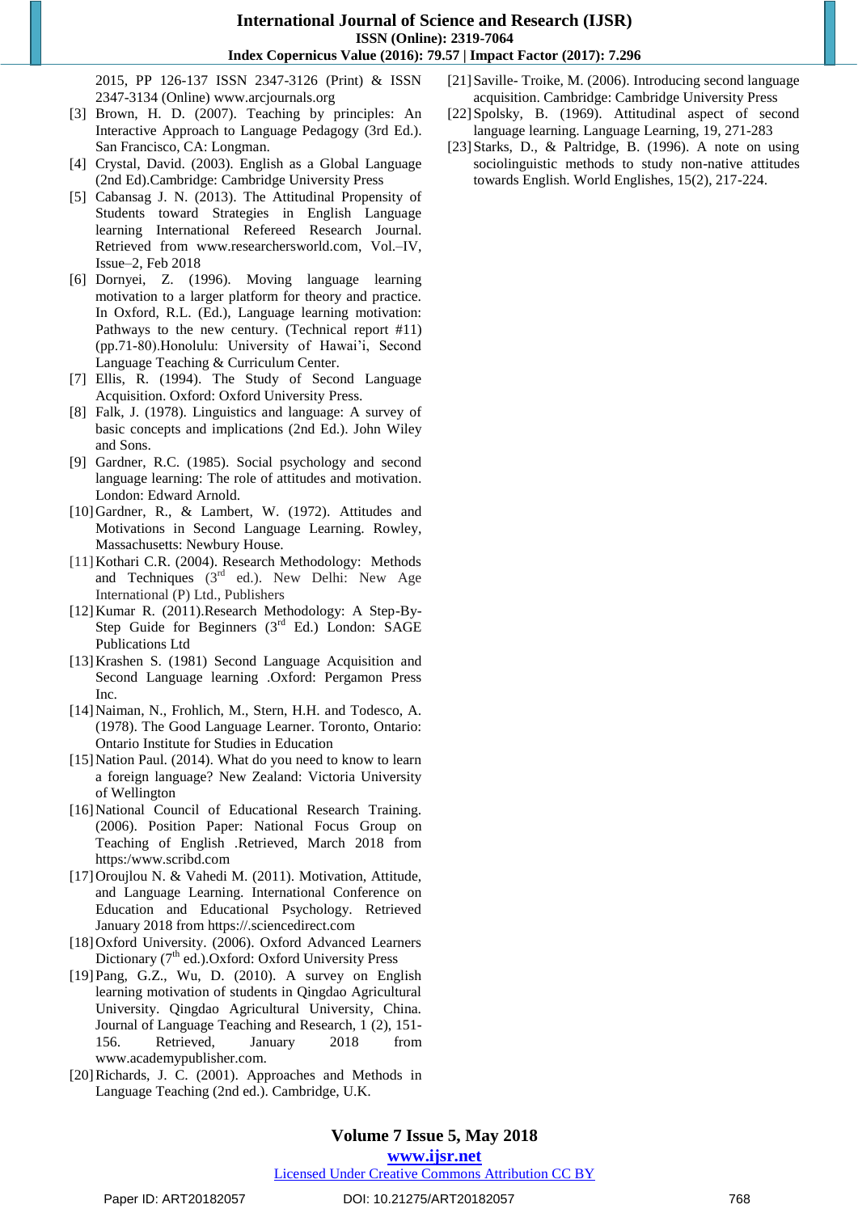2015, PP 126-137 ISSN 2347-3126 (Print) & ISSN 2347-3134 (Online) www.arcjournals.org

[3] Brown, H. D. (2007). Teaching by principles: An Interactive Approach to Language Pedagogy (3rd Ed.). San Francisco, CA: Longman.

[4] Crystal, David. (2003). English as a Global Language (2nd Ed).Cambridge: Cambridge University Press

[5] Cabansag J. N. (2013). The Attitudinal Propensity of Students toward Strategies in English Language learning International Refereed Research Journal. Retrieved from www.researchersworld.com, Vol.–IV, Issue–2, Feb 2018

[6] Dornyei, Z. (1996). Moving language learning motivation to a larger platform for theory and practice. In Oxford, R.L. (Ed.), Language learning motivation: Pathways to the new century. (Technical report #11) (pp.71-80).Honolulu: University of Hawai'i, Second Language Teaching & Curriculum Center.

[7] Ellis, R. (1994). The Study of Second Language Acquisition. Oxford: Oxford University Press.

[8] Falk, J. (1978). Linguistics and language: A survey of basic concepts and implications (2nd Ed.). John Wiley and Sons.

[9] Gardner, R.C. (1985). Social psychology and second language learning: The role of attitudes and motivation. London: Edward Arnold.

[10] Gardner, R., & Lambert, W. (1972). Attitudes and Motivations in Second Language Learning. Rowley, Massachusetts: Newbury House.

[11] Kothari C.R. (2004). Research Methodology: Methods and Techniques (3rd ed.). New Delhi: New Age International (P) Ltd., Publishers

[12] Kumar R. (2011).Research Methodology: A Step-By-Step Guide for Beginners (3rd Ed.) London: SAGE Publications Ltd

[13] Krashen S. (1981) Second Language Acquisition and Second Language learning .Oxford: Pergamon Press Inc.

[14] Naiman, N., Frohlich, M., Stern, H.H. and Todesco, A. (1978). The Good Language Learner. Toronto, Ontario: Ontario Institute for Studies in Education

[15] Nation Paul. (2014). What do you need to know to learn a foreign language? New Zealand: Victoria University of Wellington

[16] National Council of Educational Research Training. (2006). Position Paper: National Focus Group on Teaching of English .Retrieved, March 2018 from https:/www.scribd.com

[17] Oroujlou N. & Vahedi M. (2011). Motivation, Attitude, and Language Learning. International Conference on Education and Educational Psychology. Retrieved January 2018 from https://.sciencedirect.com

[18] Oxford University. (2006). Oxford Advanced Learners Dictionary (7th ed.).Oxford: Oxford University Press

[19] Pang, G.Z., Wu, D. (2010). A survey on English learning motivation of students in Qingdao Agricultural University. Qingdao Agricultural University, China. Journal of Language Teaching and Research, 1 (2), 151-156. Retrieved, January 2018 from www.academypublisher.com.

[20] Richards, J. C. (2001). Approaches and Methods in Language Teaching (2nd ed.). Cambridge, U.K.

[21] Saville- Troike, M. (2006). Introducing second language acquisition. Cambridge: Cambridge University Press

[22] Spolsky, B. (1969). Attitudinal aspect of second language learning. Language Learning, 19, 271-283

[23] Starks, D., & Paltridge, B. (1996). A note on using sociolinguistic methods to study non-native attitudes towards English. World Englishes, 15(2), 217-224.